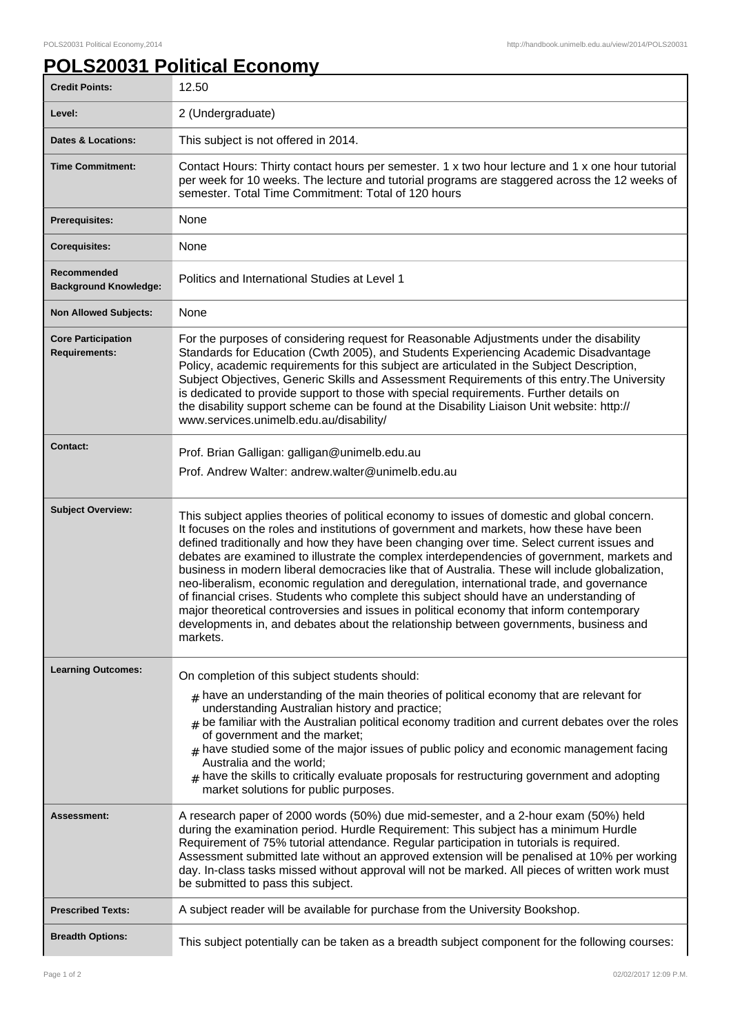# POLS20031 Political Economy

| | |
|---|---|
| **Credit Points:** | 12.50 |
| **Level:** | 2 (Undergraduate) |
| **Dates & Locations:** | This subject is not offered in 2014. |
| **Time Commitment:** | Contact Hours: Thirty contact hours per semester. 1 x two hour lecture and 1 x one hour tutorial per week for 10 weeks. The lecture and tutorial programs are staggered across the 12 weeks of semester. Total Time Commitment: Total of 120 hours |
| **Prerequisites:** | None |
| **Corequisites:** | None |
| **Recommended Background Knowledge:** | Politics and International Studies at Level 1 |
| **Non Allowed Subjects:** | None |
| **Core Participation Requirements:** | For the purposes of considering request for Reasonable Adjustments under the disability Standards for Education (Cwth 2005), and Students Experiencing Academic Disadvantage Policy, academic requirements for this subject are articulated in the Subject Description, Subject Objectives, Generic Skills and Assessment Requirements of this entry.The University is dedicated to provide support to those with special requirements. Further details on the disability support scheme can be found at the Disability Liaison Unit website: http://www.services.unimelb.edu.au/disability/ |
| **Contact:** | Prof. Brian Galligan: galligan@unimelb.edu.au<br>Prof. Andrew Walter: andrew.walter@unimelb.edu.au |
| **Subject Overview:** | This subject applies theories of political economy to issues of domestic and global concern. It focuses on the roles and institutions of government and markets, how these have been defined traditionally and how they have been changing over time. Select current issues and debates are examined to illustrate the complex interdependencies of government, markets and business in modern liberal democracies like that of Australia. These will include globalization, neo-liberalism, economic regulation and deregulation, international trade, and governance of financial crises. Students who complete this subject should have an understanding of major theoretical controversies and issues in political economy that inform contemporary developments in, and debates about the relationship between governments, business and markets. |
| **Learning Outcomes:** | On completion of this subject students should:<br># have an understanding of the main theories of political economy that are relevant for understanding Australian history and practice;<br># be familiar with the Australian political economy tradition and current debates over the roles of government and the market;<br># have studied some of the major issues of public policy and economic management facing Australia and the world;<br># have the skills to critically evaluate proposals for restructuring government and adopting market solutions for public purposes. |
| **Assessment:** | A research paper of 2000 words (50%) due mid-semester, and a 2-hour exam (50%) held during the examination period. Hurdle Requirement: This subject has a minimum Hurdle Requirement of 75% tutorial attendance. Regular participation in tutorials is required. Assessment submitted late without an approved extension will be penalised at 10% per working day. In-class tasks missed without approval will not be marked. All pieces of written work must be submitted to pass this subject. |
| **Prescribed Texts:** | A subject reader will be available for purchase from the University Bookshop. |
| **Breadth Options:** | This subject potentially can be taken as a breadth subject component for the following courses: |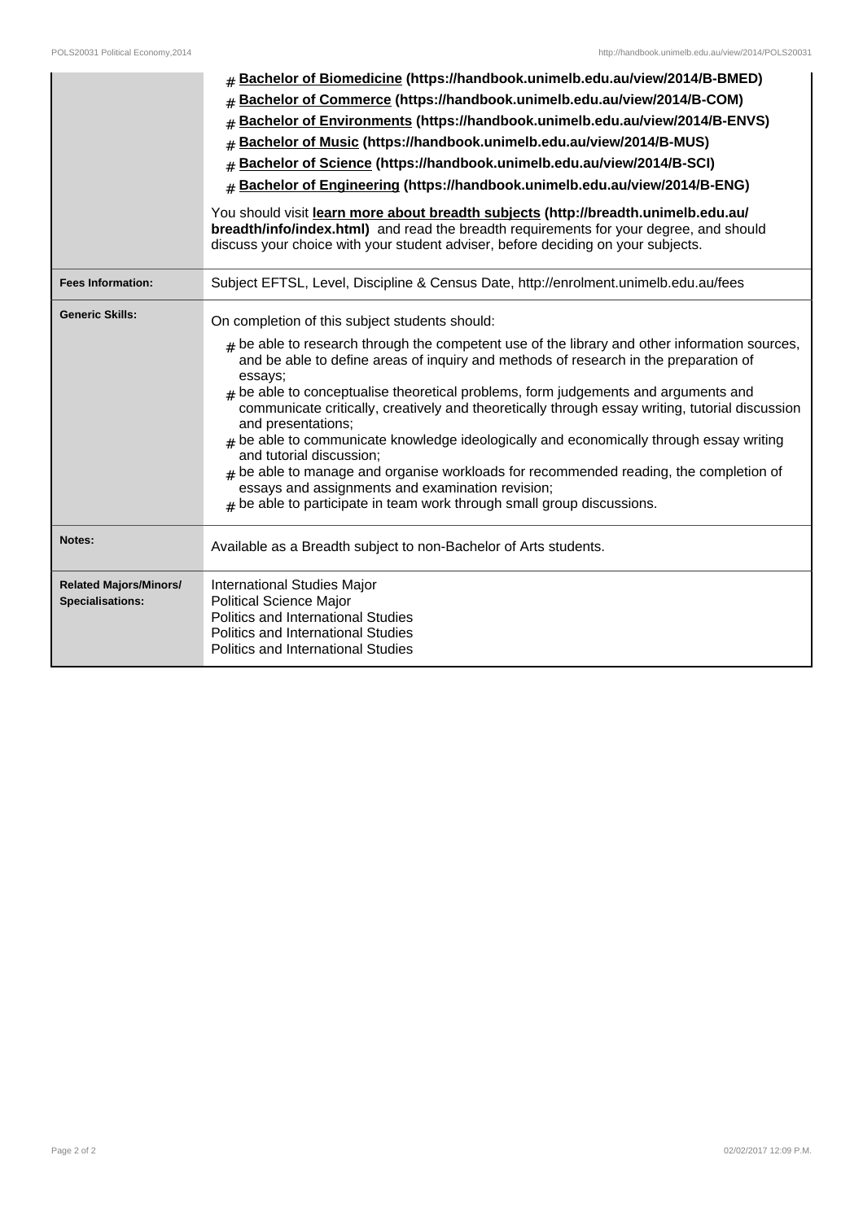| | |
|---|---|
| | - **Bachelor of Biomedicine (https://handbook.unimelb.edu.au/view/2014/B-BMED)**<br>- **Bachelor of Commerce (https://handbook.unimelb.edu.au/view/2014/B-COM)**<br>- **Bachelor of Environments (https://handbook.unimelb.edu.au/view/2014/B-ENVS)**<br>- **Bachelor of Music (https://handbook.unimelb.edu.au/view/2014/B-MUS)**<br>- **Bachelor of Science (https://handbook.unimelb.edu.au/view/2014/B-SCI)**<br>- **Bachelor of Engineering (https://handbook.unimelb.edu.au/view/2014/B-ENG)**<br><br>You should visit **learn more about breadth subjects (http://breadth.unimelb.edu.au/breadth/info/index.html)** and read the breadth requirements for your degree, and should discuss your choice with your student adviser, before deciding on your subjects. |
| **Fees Information:** | Subject EFTSL, Level, Discipline & Census Date, http://enrolment.unimelb.edu.au/fees |
| **Generic Skills:** | On completion of this subject students should:<br>- be able to research through the competent use of the library and other information sources, and be able to define areas of inquiry and methods of research in the preparation of essays;<br>- be able to conceptualise theoretical problems, form judgements and arguments and communicate critically, creatively and theoretically through essay writing, tutorial discussion and presentations;<br>- be able to communicate knowledge ideologically and economically through essay writing and tutorial discussion;<br>- be able to manage and organise workloads for recommended reading, the completion of essays and assignments and examination revision;<br>- be able to participate in team work through small group discussions. |
| **Notes:** | Available as a Breadth subject to non-Bachelor of Arts students. |
| **Related Majors/Minors/ Specialisations:** | International Studies Major<br>Political Science Major<br>Politics and International Studies<br>Politics and International Studies<br>Politics and International Studies |